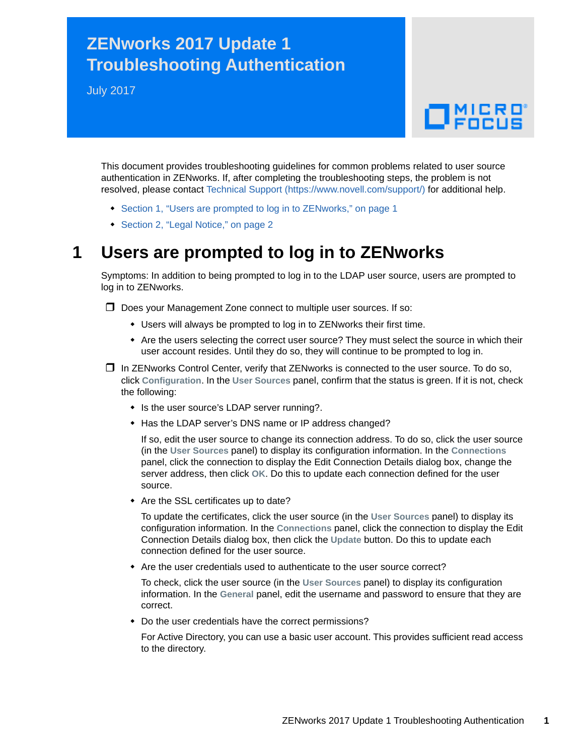# ZENworks 2017 Update 1 Troubleshooting Authentication

July 2017

This document provides troubleshooting guidelines for common problems related to user source authentication in ZENworks. If, after completing the troubleshooting steps, the problem is not resolved, please contact Technical Support (https://www.novell.com/support/) for additional help.

- Section 1, “Users are prompted to log in to ZENworks,” on page 1
- Section 2, “Legal Notice,” on page 2

## 1 Users are prompted to log in to ZENworks

Symptoms: In addition to being prompted to log in to the LDAP user source, users are prompted to log in to ZENworks.

- ❒ Does your Management Zone connect to multiple user sources. If so:
  - Users will always be prompted to log in to ZENworks their first time.
  - Are the users selecting the correct user source? They must select the source in which their user account resides. Until they do so, they will continue to be prompted to log in.
- ❒ In ZENworks Control Center, verify that ZENworks is connected to the user source. To do so, click **Configuration**. In the **User Sources** panel, confirm that the status is green. If it is not, check the following:
  - Is the user source’s LDAP server running?.
  - Has the LDAP server’s DNS name or IP address changed?

    If so, edit the user source to change its connection address. To do so, click the user source (in the **User Sources** panel) to display its configuration information. In the **Connections** panel, click the connection to display the Edit Connection Details dialog box, change the server address, then click **OK**. Do this to update each connection defined for the user source.
  - Are the SSL certificates up to date?

    To update the certificates, click the user source (in the **User Sources** panel) to display its configuration information. In the **Connections** panel, click the connection to display the Edit Connection Details dialog box, then click the **Update** button. Do this to update each connection defined for the user source.
  - Are the user credentials used to authenticate to the user source correct?

    To check, click the user source (in the **User Sources** panel) to display its configuration information. In the **General** panel, edit the username and password to ensure that they are correct.
  - Do the user credentials have the correct permissions?

    For Active Directory, you can use a basic user account. This provides sufficient read access to the directory.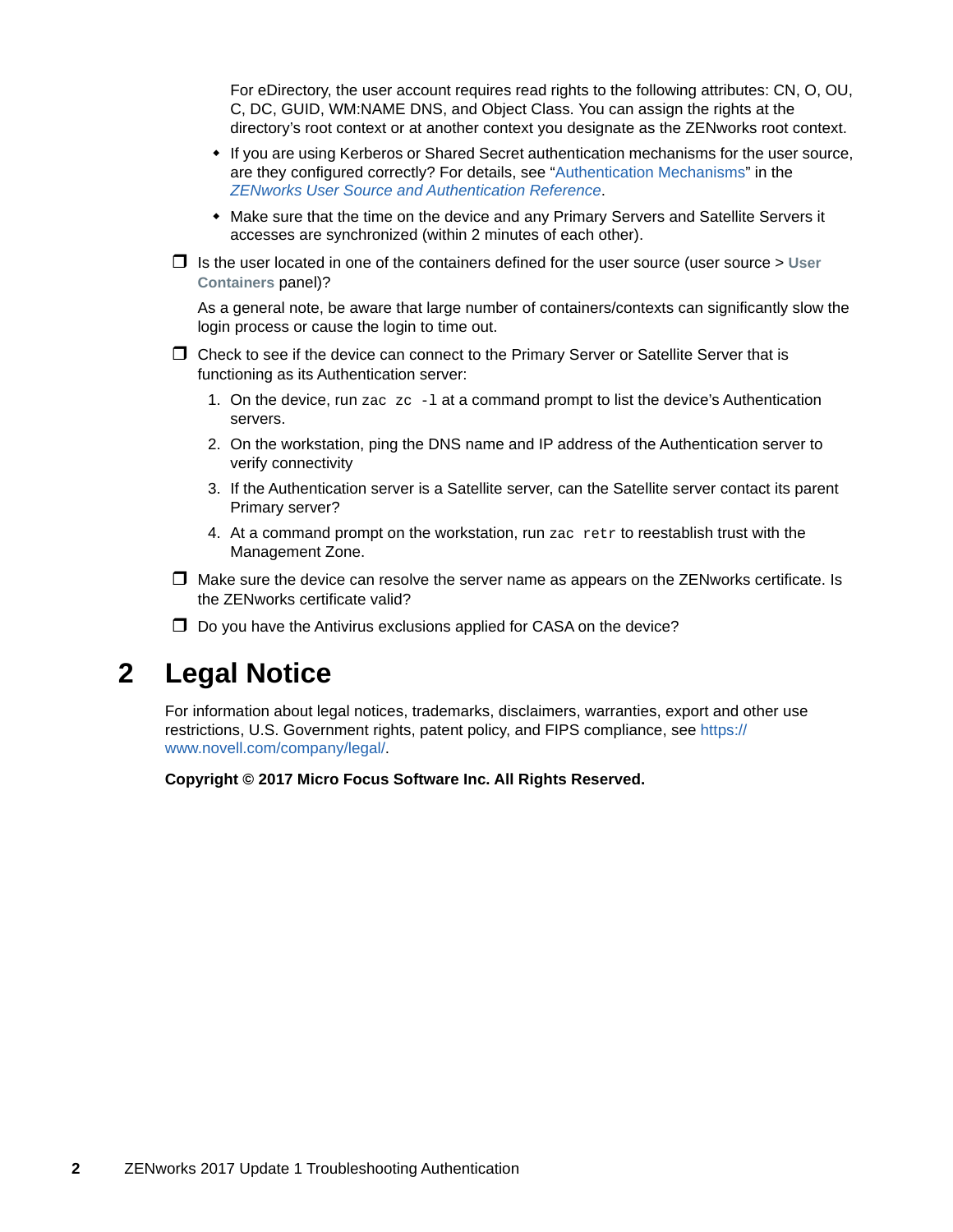For eDirectory, the user account requires read rights to the following attributes: CN, O, OU, C, DC, GUID, WM:NAME DNS, and Object Class. You can assign the rights at the directory's root context or at another context you designate as the ZENworks root context.

- If you are using Kerberos or Shared Secret authentication mechanisms for the user source, are they configured correctly? For details, see "Authentication Mechanisms" in the *ZENworks User Source and Authentication Reference*.
- Make sure that the time on the device and any Primary Servers and Satellite Servers it accesses are synchronized (within 2 minutes of each other).

- ❒ Is the user located in one of the containers defined for the user source (user source > **User Containers** panel)?

  As a general note, be aware that large number of containers/contexts can significantly slow the login process or cause the login to time out.

- ❒ Check to see if the device can connect to the Primary Server or Satellite Server that is functioning as its Authentication server:

  1. On the device, run `zac zc -l` at a command prompt to list the device's Authentication servers.
  2. On the workstation, ping the DNS name and IP address of the Authentication server to verify connectivity
  3. If the Authentication server is a Satellite server, can the Satellite server contact its parent Primary server?
  4. At a command prompt on the workstation, run `zac retr` to reestablish trust with the Management Zone.

- ❒ Make sure the device can resolve the server name as appears on the ZENworks certificate. Is the ZENworks certificate valid?

- ❒ Do you have the Antivirus exclusions applied for CASA on the device?

# 2 Legal Notice

For information about legal notices, trademarks, disclaimers, warranties, export and other use restrictions, U.S. Government rights, patent policy, and FIPS compliance, see https://www.novell.com/company/legal/.

**Copyright © 2017 Micro Focus Software Inc. All Rights Reserved.**